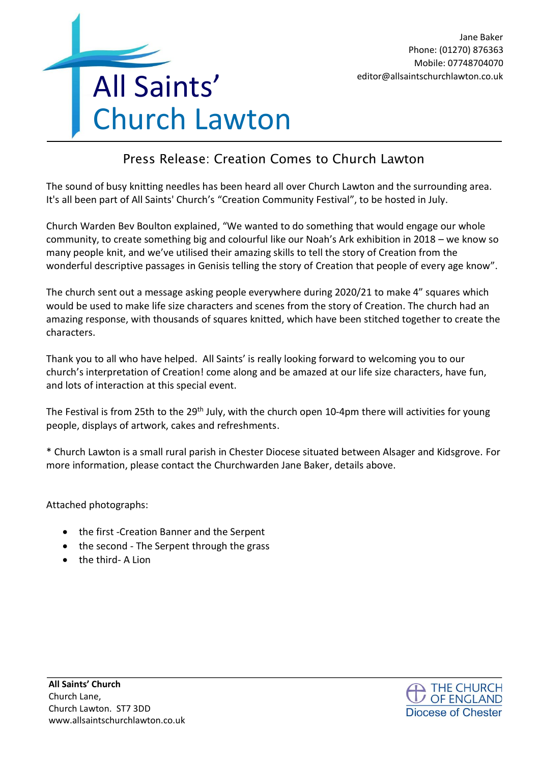All Saints'
Church Lawton

Jane Baker
Phone: (01270) 876363
Mobile: 07748704070
editor@allsaintschurchlawton.co.uk

## Press Release: Creation Comes to Church Lawton

The sound of busy knitting needles has been heard all over Church Lawton and the surrounding area. It's all been part of All Saints' Church's "Creation Community Festival", to be hosted in July.

Church Warden Bev Boulton explained, "We wanted to do something that would engage our whole community, to create something big and colourful like our Noah's Ark exhibition in 2018 – we know so many people knit, and we've utilised their amazing skills to tell the story of Creation from the wonderful descriptive passages in Genisis telling the story of Creation that people of every age know".

The church sent out a message asking people everywhere during 2020/21 to make 4" squares which would be used to make life size characters and scenes from the story of Creation. The church had an amazing response, with thousands of squares knitted, which have been stitched together to create the characters.

Thank you to all who have helped. All Saints' is really looking forward to welcoming you to our church's interpretation of Creation! come along and be amazed at our life size characters, have fun, and lots of interaction at this special event.

The Festival is from 25th to the 29th July, with the church open 10-4pm there will activities for young people, displays of artwork, cakes and refreshments.

* Church Lawton is a small rural parish in Chester Diocese situated between Alsager and Kidsgrove. For more information, please contact the Churchwarden Jane Baker, details above.

Attached photographs:

- the first -Creation Banner and the Serpent
- the second - The Serpent through the grass
- the third- A Lion

**All Saints' Church**
Church Lane,
Church Lawton. ST7 3DD
www.allsaintschurchlawton.co.uk

THE CHURCH OF ENGLAND
Diocese of Chester